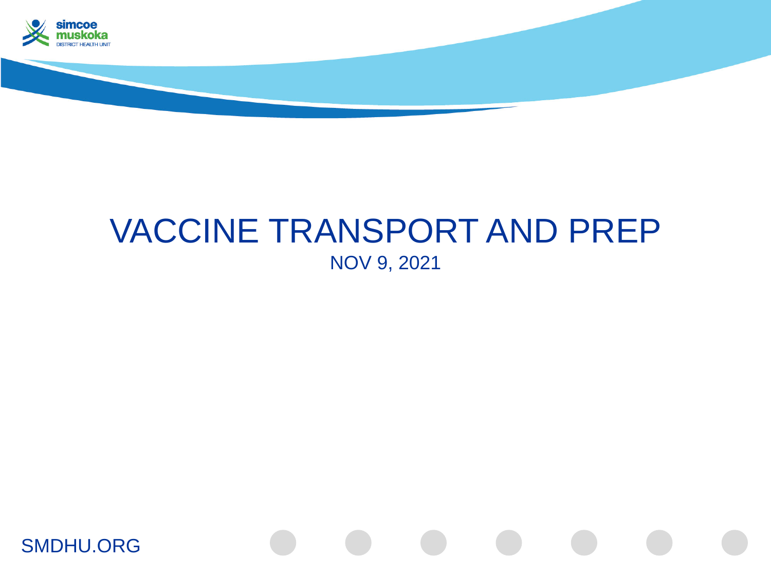# VACCINE TRANSPORT AND PREP

NOV 9, 2021

SMDHU.ORG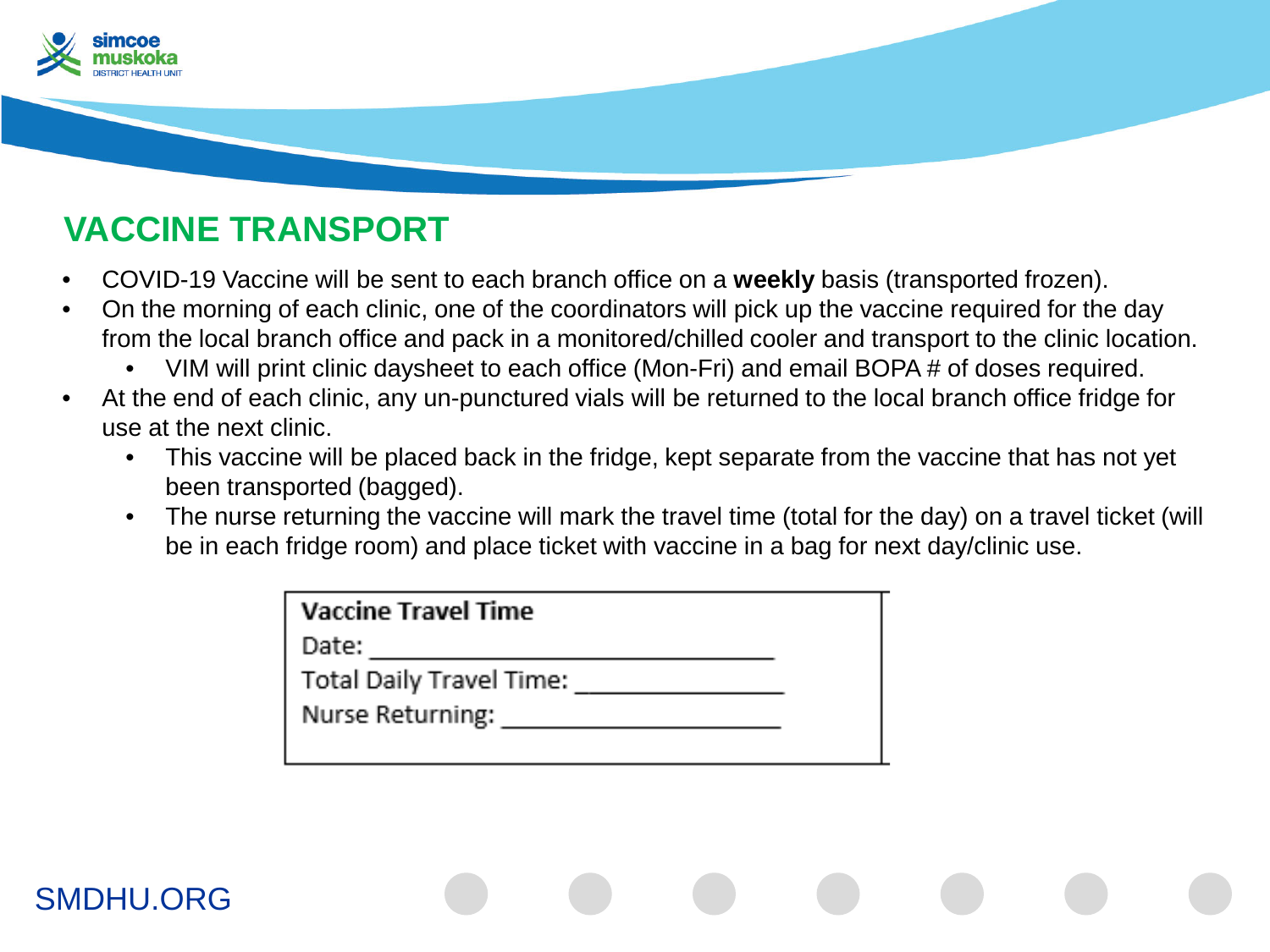# VACCINE TRANSPORT

- COVID-19 Vaccine will be sent to each branch office on a **weekly** basis (transported frozen).
- On the morning of each clinic, one of the coordinators will pick up the vaccine required for the day from the local branch office and pack in a monitored/chilled cooler and transport to the clinic location.
  - VIM will print clinic daysheet to each office (Mon-Fri) and email BOPA # of doses required.
- At the end of each clinic, any un-punctured vials will be returned to the local branch office fridge for use at the next clinic.
  - This vaccine will be placed back in the fridge, kept separate from the vaccine that has not yet been transported (bagged).
  - The nurse returning the vaccine will mark the travel time (total for the day) on a travel ticket (will be in each fridge room) and place ticket with vaccine in a bag for next day/clinic use.

**Vaccine Travel Time**

Date: ______________________________

Total Daily Travel Time: _______________

Nurse Returning: _____________________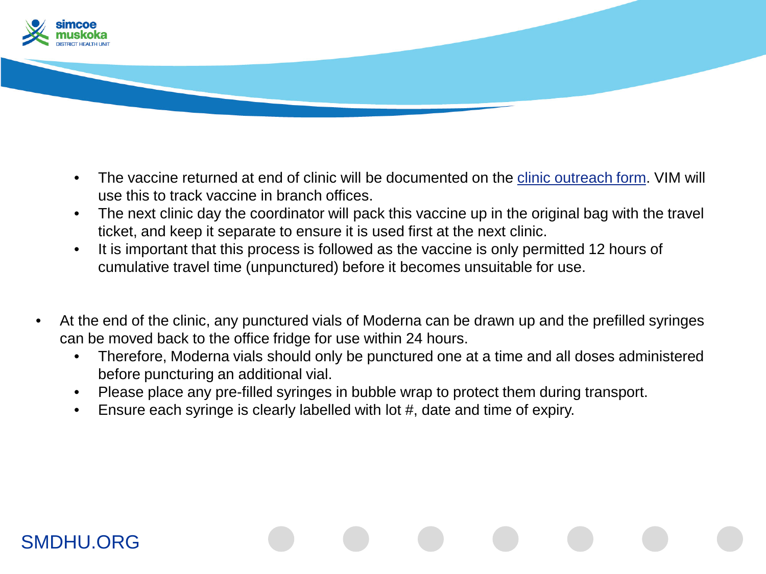- The vaccine returned at end of clinic will be documented on the [clinic outreach form]. VIM will use this to track vaccine in branch offices.
  - The next clinic day the coordinator will pack this vaccine up in the original bag with the travel ticket, and keep it separate to ensure it is used first at the next clinic.
  - It is important that this process is followed as the vaccine is only permitted 12 hours of cumulative travel time (unpunctured) before it becomes unsuitable for use.

- At the end of the clinic, any punctured vials of Moderna can be drawn up and the prefilled syringes can be moved back to the office fridge for use within 24 hours.
  - Therefore, Moderna vials should only be punctured one at a time and all doses administered before puncturing an additional vial.
  - Please place any pre-filled syringes in bubble wrap to protect them during transport.
  - Ensure each syringe is clearly labelled with lot #, date and time of expiry.